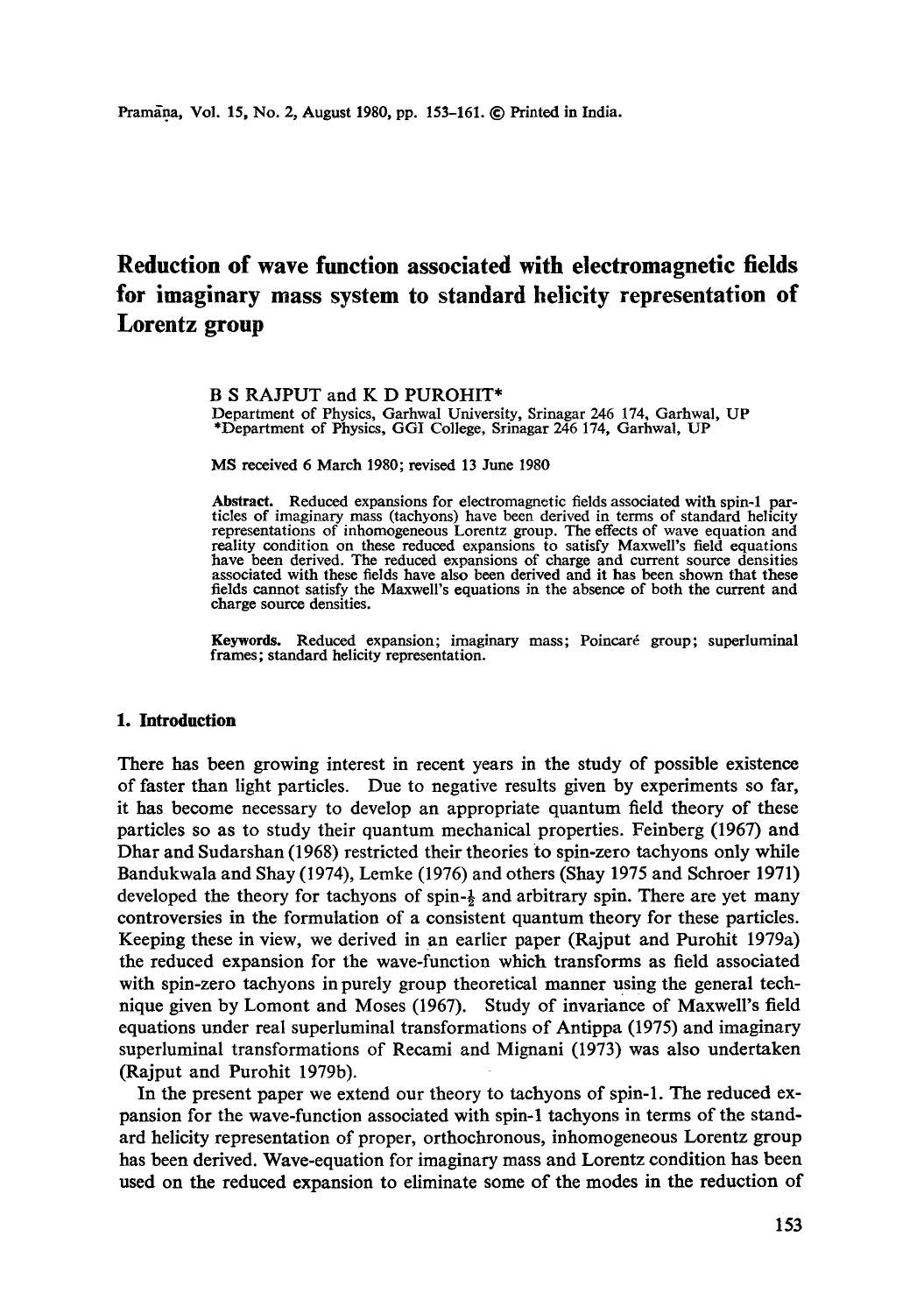# Reduction of wave function associated with electromagnetic fields for imaginary mass system to standard helicity representation of Lorentz group

B S RAJPUT and K D PUROHIT*

Department of Physics, Garhwal University, Srinagar 246 174, Garhwal, UP
*Department of Physics, GGI College, Srinagar 246 174, Garhwal, UP

MS received 6 March 1980; revised 13 June 1980

**Abstract.** Reduced expansions for electromagnetic fields associated with spin-1 particles of imaginary mass (tachyons) have been derived in terms of standard helicity representations of inhomogeneous Lorentz group. The effects of wave equation and reality condition on these reduced expansions to satisfy Maxwell's field equations have been derived. The reduced expansions of charge and current source densities associated with these fields have also been derived and it has been shown that these fields cannot satisfy the Maxwell's equations in the absence of both the current and charge source densities.

**Keywords.** Reduced expansion; imaginary mass; Poincaré group; superluminal frames; standard helicity representation.

## 1. Introduction

There has been growing interest in recent years in the study of possible existence of faster than light particles. Due to negative results given by experiments so far, it has become necessary to develop an appropriate quantum field theory of these particles so as to study their quantum mechanical properties. Feinberg (1967) and Dhar and Sudarshan (1968) restricted their theories to spin-zero tachyons only while Bandukwala and Shay (1974), Lemke (1976) and others (Shay 1975 and Schroer 1971) developed the theory for tachyons of spin-$\frac{1}{2}$ and arbitrary spin. There are yet many controversies in the formulation of a consistent quantum theory for these particles. Keeping these in view, we derived in an earlier paper (Rajput and Purohit 1979a) the reduced expansion for the wave-function which transforms as field associated with spin-zero tachyons in purely group theoretical manner using the general technique given by Lomont and Moses (1967). Study of invariance of Maxwell's field equations under real superluminal transformations of Antippa (1975) and imaginary superluminal transformations of Recami and Mignani (1973) was also undertaken (Rajput and Purohit 1979b).

In the present paper we extend our theory to tachyons of spin-1. The reduced expansion for the wave-function associated with spin-1 tachyons in terms of the standard helicity representation of proper, orthochronous, inhomogeneous Lorentz group has been derived. Wave-equation for imaginary mass and Lorentz condition has been used on the reduced expansion to eliminate some of the modes in the reduction of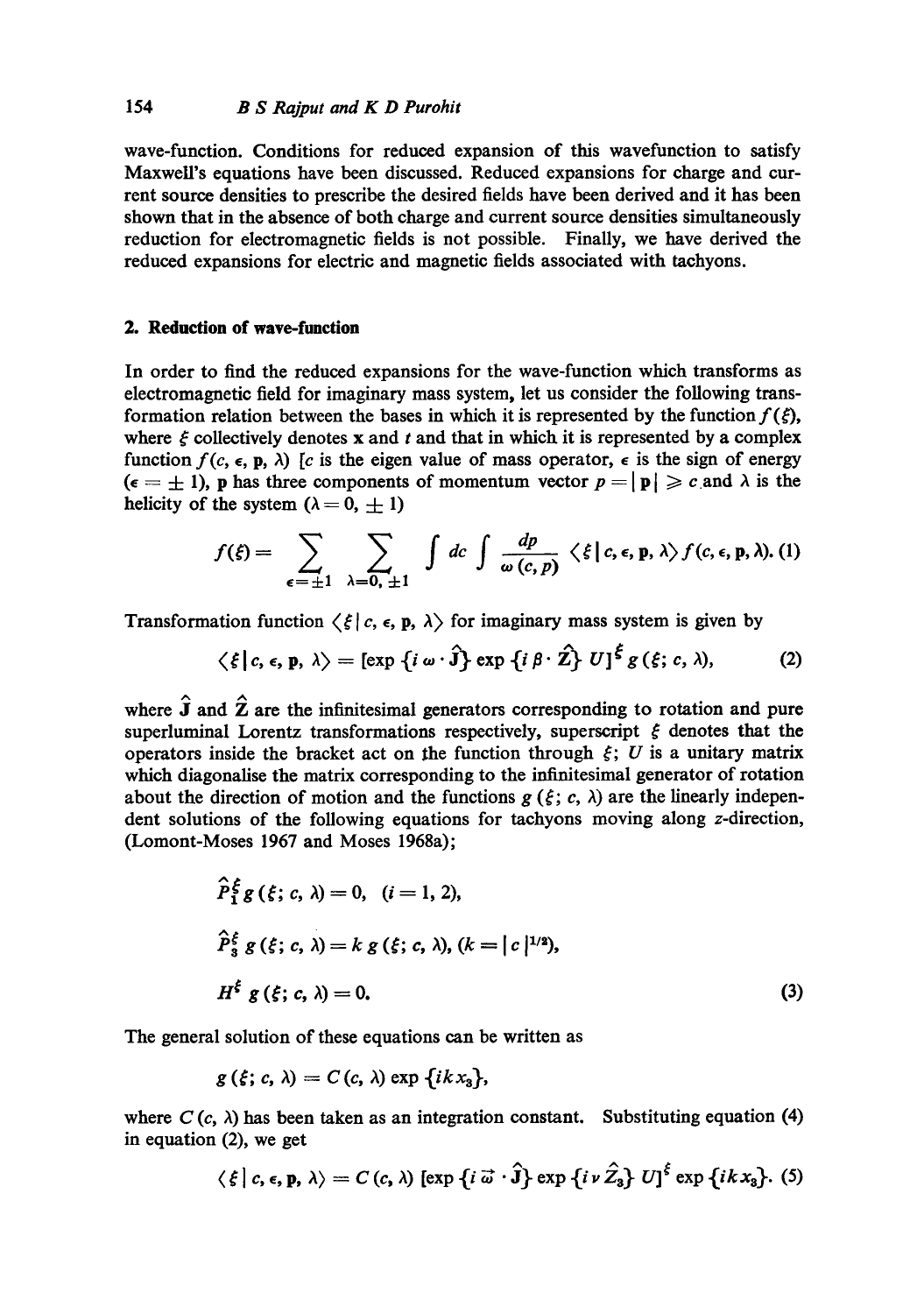wave-function. Conditions for reduced expansion of this wavefunction to satisfy Maxwell's equations have been discussed. Reduced expansions for charge and current source densities to prescribe the desired fields have been derived and it has been shown that in the absence of both charge and current source densities simultaneously reduction for electromagnetic fields is not possible. Finally, we have derived the reduced expansions for electric and magnetic fields associated with tachyons.

## 2. Reduction of wave-function

In order to find the reduced expansions for the wave-function which transforms as electromagnetic field for imaginary mass system, let us consider the following transformation relation between the bases in which it is represented by the function $f(\xi)$, where $\xi$ collectively denotes $\mathbf{x}$ and $t$ and that in which it is represented by a complex function $f(c, \epsilon, \mathbf{p}, \lambda)$ [$c$ is the eigen value of mass operator, $\epsilon$ is the sign of energy ($\epsilon = \pm 1$), $\mathbf{p}$ has three components of momentum vector $p = |\mathbf{p}| \geqslant c$ and $\lambda$ is the helicity of the system ($\lambda = 0, \pm 1$)

$$f(\xi) = \sum_{\epsilon=\pm 1} \sum_{\lambda=0,\pm 1} \int dc \int \frac{dp}{\omega(c, p)} \langle \xi \,|\, c, \epsilon, \mathbf{p}, \lambda \rangle f(c, \epsilon, \mathbf{p}, \lambda). \quad (1)$$

Transformation function $\langle \xi \,|\, c, \epsilon, \mathbf{p}, \lambda \rangle$ for imaginary mass system is given by

$$\langle \xi \,|\, c, \epsilon, \mathbf{p}, \lambda \rangle = [\exp\{i\, \omega \cdot \hat{\mathbf{J}}\} \exp\{i\, \beta \cdot \hat{\mathbf{Z}}\}\, U]^{\xi}\, g(\xi; c, \lambda), \quad (2)$$

where $\hat{\mathbf{J}}$ and $\hat{\mathbf{Z}}$ are the infinitesimal generators corresponding to rotation and pure superluminal Lorentz transformations respectively, superscript $\xi$ denotes that the operators inside the bracket act on the function through $\xi$; $U$ is a unitary matrix which diagonalise the matrix corresponding to the infinitesimal generator of rotation about the direction of motion and the functions $g(\xi; c, \lambda)$ are the linearly independent solutions of the following equations for tachyons moving along $z$-direction, (Lomont-Moses 1967 and Moses 1968a);

$$\hat{P}_i^{\xi}\, g(\xi; c, \lambda) = 0, \quad (i = 1, 2),$$

$$\hat{P}_3^{\xi}\, g(\xi; c, \lambda) = k\, g(\xi; c, \lambda), \; (k = |c|^{1/2}),$$

$$H^{\xi}\, g(\xi; c, \lambda) = 0. \quad (3)$$

The general solution of these equations can be written as

$$g(\xi; c, \lambda) = C(c, \lambda) \exp\{ikx_3\},$$

where $C(c, \lambda)$ has been taken as an integration constant. Substituting equation (4) in equation (2), we get

$$\langle \xi \,|\, c, \epsilon, \mathbf{p}, \lambda \rangle = C(c, \lambda)\, [\exp\{i\, \vec{\omega} \cdot \hat{\mathbf{J}}\} \exp\{i\, \nu\, \hat{Z}_3\}\, U]^{\xi} \exp\{ikx_3\}. \quad (5)$$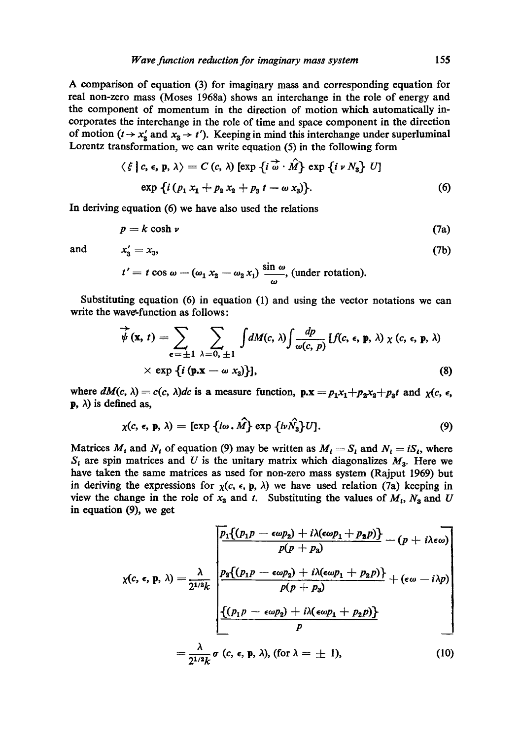A comparison of equation (3) for imaginary mass and corresponding equation for real non-zero mass (Moses 1968a) shows an interchange in the role of energy and the component of momentum in the direction of motion which automatically incorporates the interchange in the role of time and space component in the direction of motion ($t \rightarrow x_3'$ and $x_3 \rightarrow t'$). Keeping in mind this interchange under superluminal Lorentz transformation, we can write equation (5) in the following form

$$\langle \xi \mid c, \epsilon, \mathbf{p}, \lambda \rangle = C(c, \lambda) [\exp \{i \vec{\omega} \cdot \hat{M}\} \exp \{i \nu N_3\} U]$$
$$\exp \{i (p_1 x_1 + p_2 x_2 + p_3 t - \omega x_3)\}. \tag{6}$$

In deriving equation (6) we have also used the relations

$$p = k \cosh \nu \tag{7a}$$

and

$$x_3' = x_3, \tag{7b}$$
$$t' = t \cos \omega - (\omega_1 x_2 - \omega_2 x_1) \frac{\sin \omega}{\omega}, \text{ (under rotation).}$$

Substituting equation (6) in equation (1) and using the vector notations we can write the wave-function as follows:

$$\vec{\psi}(\mathbf{x}, t) = \sum_{\epsilon = \pm 1} \sum_{\lambda = 0, \pm 1} \int dM(c, \lambda) \int \frac{dp}{\omega(c, p)} [f(c, \epsilon, \mathbf{p}, \lambda) \chi(c, \epsilon, \mathbf{p}, \lambda)$$
$$\times \exp \{i (\mathbf{p} . \mathbf{x} - \omega x_3)\}], \tag{8}$$

where $dM(c, \lambda) = c(c, \lambda) dc$ is a measure function, $\mathbf{p}.\mathbf{x} = p_1 x_1 + p_2 x_2 + p_3 t$ and $\chi(c, \epsilon, \mathbf{p}, \lambda)$ is defined as,

$$\chi(c, \epsilon, \mathbf{p}, \lambda) = [\exp \{i \omega . \hat{M}\} \exp \{i \nu \hat{N}_3\} U]. \tag{9}$$

Matrices $M_i$ and $N_i$ of equation (9) may be written as $M_i = S_i$ and $N_i = i S_i$, where $S_i$ are spin matrices and $U$ is the unitary matrix which diagonalizes $M_3$. Here we have taken the same matrices as used for non-zero mass system (Rajput 1969) but in deriving the expressions for $\chi(c, \epsilon, \mathbf{p}, \lambda)$ we have used relation (7a) keeping in view the change in the role of $x_3$ and $t$. Substituting the values of $M_i$, $N_3$ and $U$ in equation (9), we get

$$\chi(c, \epsilon, \mathbf{p}, \lambda) = \frac{\lambda}{2^{1/2} k} \begin{bmatrix} \dfrac{p_1 \{(p_1 p - \epsilon \omega p_2) + i \lambda (\epsilon \omega p_1 + p_2 p)\}}{p(p + p_3)} - (p + i \lambda \epsilon \omega) \\[2ex] \dfrac{p_2 \{(p_1 p - \epsilon \omega p_2) + i \lambda (\epsilon \omega p_1 + p_2 p)\}}{p(p + p_3)} + (\epsilon \omega - i \lambda p) \\[2ex] \dfrac{\{(p_1 p - \epsilon \omega p_2) + i \lambda (\epsilon \omega p_1 + p_2 p)\}}{p} \end{bmatrix}$$

$$= \frac{\lambda}{2^{1/2} k} \sigma (c, \epsilon, \mathbf{p}, \lambda), \text{ (for } \lambda = \pm 1), \tag{10}$$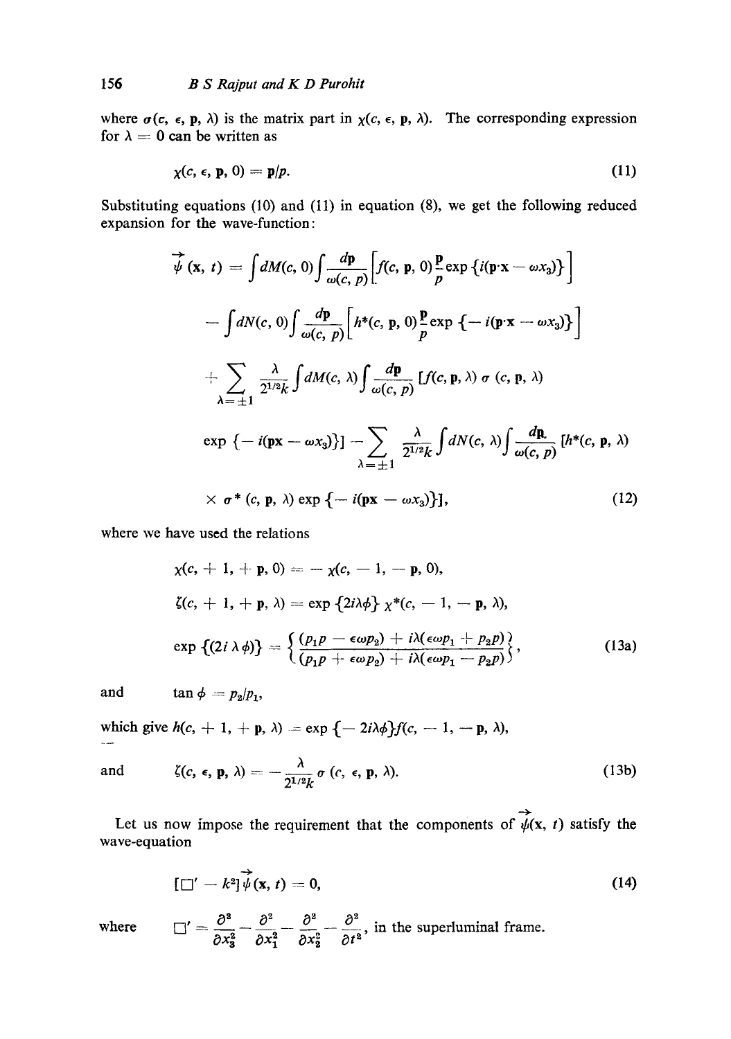where $\sigma(c, \epsilon, \mathbf{p}, \lambda)$ is the matrix part in $\chi(c, \epsilon, \mathbf{p}, \lambda)$. The corresponding expression for $\lambda = 0$ can be written as

$$\chi(c, \epsilon, \mathbf{p}, 0) = \mathbf{p}/p. \tag{11}$$

Substituting equations (10) and (11) in equation (8), we get the following reduced expansion for the wave-function:

$$\begin{aligned}
\vec{\psi}(\mathbf{x}, t) = & \int dM(c, 0) \int \frac{d\mathbf{p}}{\omega(c, p)} \left[ f(c, \mathbf{p}, 0) \frac{\mathbf{p}}{p} \exp \{ i(\mathbf{p}\cdot\mathbf{x} - \omega x_3) \} \right] \\
& - \int dN(c, 0) \int \frac{d\mathbf{p}}{\omega(c, p)} \left[ h^*(c, \mathbf{p}, 0) \frac{\mathbf{p}}{p} \exp \{ - i(\mathbf{p}\cdot\mathbf{x} - \omega x_3) \} \right] \\
& + \sum_{\lambda = \pm 1} \frac{\lambda}{2^{1/2} k} \int dM(c, \lambda) \int \frac{d\mathbf{p}}{\omega(c, p)} \left[ f(c, \mathbf{p}, \lambda) \, \sigma(c, \mathbf{p}, \lambda) \right. \\
& \left. \exp \{ - i(\mathbf{p}\mathbf{x} - \omega x_3) \} \right] - \sum_{\lambda = \pm 1} \frac{\lambda}{2^{1/2} k} \int dN(c, \lambda) \int \frac{d\mathbf{p}}{\omega(c, p)} \left[ h^*(c, \mathbf{p}, \lambda) \right. \\
& \left. \times \, \sigma^*(c, \mathbf{p}, \lambda) \exp \{ - i(\mathbf{p}\mathbf{x} - \omega x_3) \} \right],
\end{aligned} \tag{12}$$

where we have used the relations

$$\chi(c, +1, +\mathbf{p}, 0) = -\chi(c, -1, -\mathbf{p}, 0),$$

$$\zeta(c, +1, +\mathbf{p}, \lambda) = \exp \{ 2i\lambda\phi \} \, \chi^*(c, -1, -\mathbf{p}, \lambda),$$

$$\exp \{ (2i\lambda\phi) \} = \left\{ \frac{(p_1 p - \epsilon\omega p_2) + i\lambda(\epsilon\omega p_1 + p_2 p)}{(p_1 p + \epsilon\omega p_2) + i\lambda(\epsilon\omega p_1 - p_2 p)} \right\}, \tag{13a}$$

and $\quad \tan\phi = p_2/p_1,$

which give $h(c, +1, +\mathbf{p}, \lambda) = \exp \{ -2i\lambda\phi \} f(c, -1, -\mathbf{p}, \lambda)$,

and $$\zeta(c, \epsilon, \mathbf{p}, \lambda) = -\frac{\lambda}{2^{1/2} k} \sigma(c, \epsilon, \mathbf{p}, \lambda). \tag{13b}$$

Let us now impose the requirement that the components of $\vec{\psi}(\mathbf{x}, t)$ satisfy the wave-equation

$$[\Box' - k^2] \vec{\psi}(\mathbf{x}, t) = 0, \tag{14}$$

where $\quad \Box' = \dfrac{\partial^2}{\partial x_3^2} - \dfrac{\partial^2}{\partial x_1^2} - \dfrac{\partial^2}{\partial x_2^2} - \dfrac{\partial^2}{\partial t^2}$, in the superluminal frame.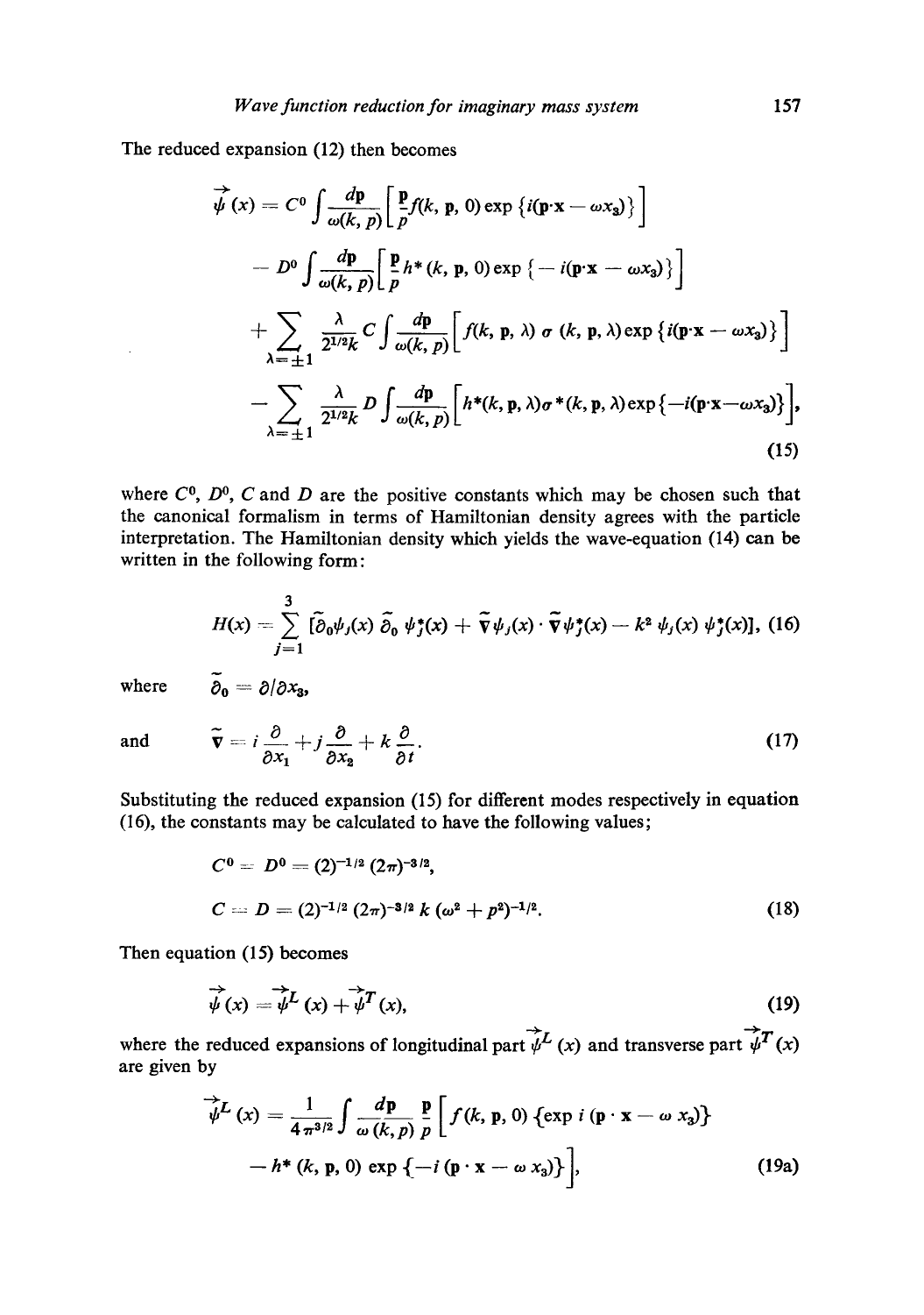The reduced expansion (12) then becomes

$$\vec{\psi}(x) = C^0 \int \frac{d\mathbf{p}}{\omega(k, p)} \left[ \frac{\mathbf{p}}{p} f(k, \mathbf{p}, 0) \exp \{i(\mathbf{p}\cdot\mathbf{x} - \omega x_3)\} \right]$$

$$- D^0 \int \frac{d\mathbf{p}}{\omega(k, p)} \left[ \frac{\mathbf{p}}{p} h^* (k, \mathbf{p}, 0) \exp \{- i(\mathbf{p}\cdot\mathbf{x} - \omega x_3)\} \right]$$

$$+ \sum_{\lambda = \pm 1} \frac{\lambda}{2^{1/2} k} C \int \frac{d\mathbf{p}}{\omega(k, p)} \left[ f(k, \mathbf{p}, \lambda)\, \sigma\, (k, \mathbf{p}, \lambda) \exp \{i(\mathbf{p}\cdot\mathbf{x} - \omega x_3)\} \right]$$

$$- \sum_{\lambda = \pm 1} \frac{\lambda}{2^{1/2} k} D \int \frac{d\mathbf{p}}{\omega(k, p)} \left[ h^*(k, \mathbf{p}, \lambda) \sigma^*(k, \mathbf{p}, \lambda) \exp\{-i(\mathbf{p}\cdot\mathbf{x} - \omega x_3)\} \right], \tag{15}$$

where $C^0$, $D^0$, $C$ and $D$ are the positive constants which may be chosen such that the canonical formalism in terms of Hamiltonian density agrees with the particle interpretation. The Hamiltonian density which yields the wave-equation (14) can be written in the following form:

$$H(x) = \sum_{j=1}^{3} [\tilde{\partial}_0 \psi_j(x)\, \tilde{\partial}_0\, \psi_j^*(x) + \tilde{\nabla} \psi_j(x) \cdot \tilde{\nabla} \psi_j^*(x) - k^2\, \psi_j(x)\, \psi_j^*(x)], \tag{16}$$

where $\quad \tilde{\partial}_0 = \partial / \partial x_3,$

and
$$\tilde{\nabla} = i \frac{\partial}{\partial x_1} + j \frac{\partial}{\partial x_2} + k \frac{\partial}{\partial t}. \tag{17}$$

Substituting the reduced expansion (15) for different modes respectively in equation (16), the constants may be calculated to have the following values;

$$C^0 = D^0 = (2)^{-1/2}\, (2\pi)^{-3/2},$$

$$C = D = (2)^{-1/2}\, (2\pi)^{-3/2}\, k\, (\omega^2 + p^2)^{-1/2}. \tag{18}$$

Then equation (15) becomes

$$\vec{\psi}(x) = \vec{\psi}^L (x) + \vec{\psi}^T (x), \tag{19}$$

where the reduced expansions of longitudinal part $\vec{\psi}^L (x)$ and transverse part $\vec{\psi}^T (x)$ are given by

$$\vec{\psi}^L (x) = \frac{1}{4\pi^{3/2}} \int \frac{d\mathbf{p}}{\omega\, (k, p)} \frac{\mathbf{p}}{p} \Big[ f\, (k, \mathbf{p}, 0)\, \{\exp i\, (\mathbf{p} \cdot \mathbf{x} - \omega\, x_3)\}$$

$$- h^*\, (k, \mathbf{p}, 0) \exp \{-i\, (\mathbf{p} \cdot \mathbf{x} - \omega\, x_3)\} \Big], \tag{19a}$$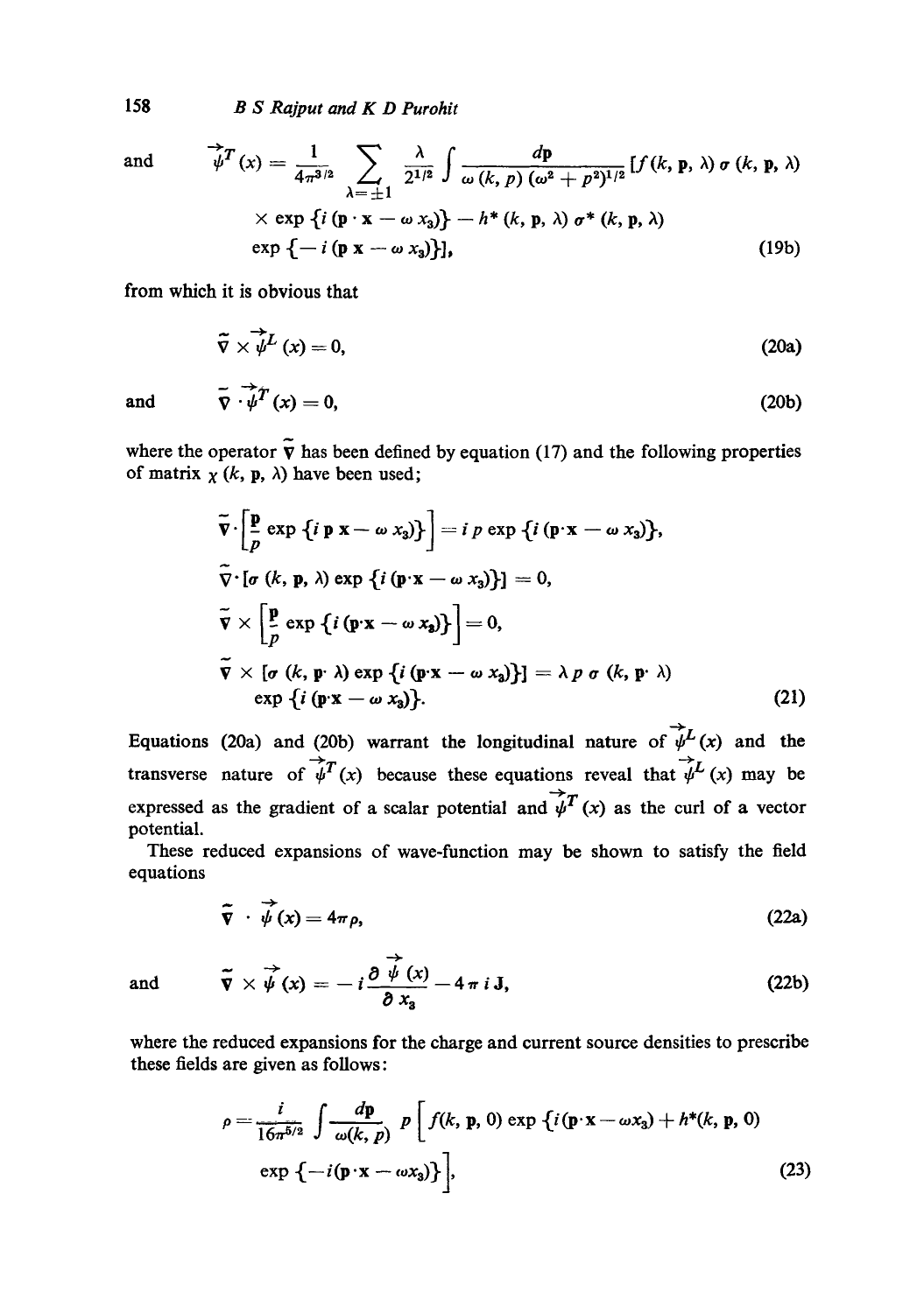and

$$\vec{\psi}^T(x) = \frac{1}{4\pi^{3/2}} \sum_{\lambda=\pm 1} \frac{\lambda}{2^{1/2}} \int \frac{d\mathbf{p}}{\omega(k, p)(\omega^2 + p^2)^{1/2}} [f(k, \mathbf{p}, \lambda)\, \sigma(k, \mathbf{p}, \lambda)$$
$$\times \exp\{i(\mathbf{p}\cdot\mathbf{x} - \omega x_3)\} - h^*(k, \mathbf{p}, \lambda)\, \sigma^*(k, \mathbf{p}, \lambda)$$
$$\exp\{-i(\mathbf{p}\,\mathbf{x} - \omega x_3)\}], \tag{19b}$$

from which it is obvious that

$$\tilde{\nabla} \times \vec{\psi}^L(x) = 0, \tag{20a}$$

and

$$\tilde{\nabla} \cdot \vec{\psi}^T(x) = 0, \tag{20b}$$

where the operator $\tilde{\nabla}$ has been defined by equation (17) and the following properties of matrix $\chi(k, \mathbf{p}, \lambda)$ have been used;

$$\tilde{\nabla}\cdot\left[\frac{\mathbf{p}}{p}\exp\{i\,\mathbf{p}\,\mathbf{x} - \omega x_3)\}\right] = i\,p\exp\{i(\mathbf{p}\cdot\mathbf{x} - \omega x_3)\},$$

$$\tilde{\nabla}\cdot[\sigma(k, \mathbf{p}, \lambda)\exp\{i(\mathbf{p}\cdot\mathbf{x} - \omega x_3)\}] = 0,$$

$$\tilde{\nabla}\times\left[\frac{\mathbf{p}}{p}\exp\{i(\mathbf{p}\cdot\mathbf{x} - \omega x_3)\}\right] = 0,$$

$$\tilde{\nabla}\times[\sigma(k, \mathbf{p}\cdot\lambda)\exp\{i(\mathbf{p}\cdot\mathbf{x} - \omega x_3)\}] = \lambda\, p\, \sigma(k, \mathbf{p}\cdot\lambda)$$
$$\exp\{i(\mathbf{p}\cdot\mathbf{x} - \omega x_3)\}. \tag{21}$$

Equations (20a) and (20b) warrant the longitudinal nature of $\vec{\psi}^L(x)$ and the transverse nature of $\vec{\psi}^T(x)$ because these equations reveal that $\vec{\psi}^L(x)$ may be expressed as the gradient of a scalar potential and $\vec{\psi}^T(x)$ as the curl of a vector potential.

These reduced expansions of wave-function may be shown to satisfy the field equations

$$\tilde{\nabla} \cdot \vec{\psi}(x) = 4\pi\rho, \tag{22a}$$

and

$$\tilde{\nabla} \times \vec{\psi}(x) = -i\frac{\partial \vec{\psi}(x)}{\partial x_3} - 4\pi i \mathbf{J}, \tag{22b}$$

where the reduced expansions for the charge and current source densities to prescribe these fields are given as follows:

$$\rho = \frac{i}{16\pi^{5/2}} \int \frac{d\mathbf{p}}{\omega(k, p)}\, p\left[f(k, \mathbf{p}, 0)\exp\{i(\mathbf{p}\cdot\mathbf{x} - \omega x_3) + h^*(k, \mathbf{p}, 0)\right.$$
$$\left.\exp\{-i(\mathbf{p}\cdot\mathbf{x} - \omega x_3)\}\right], \tag{23}$$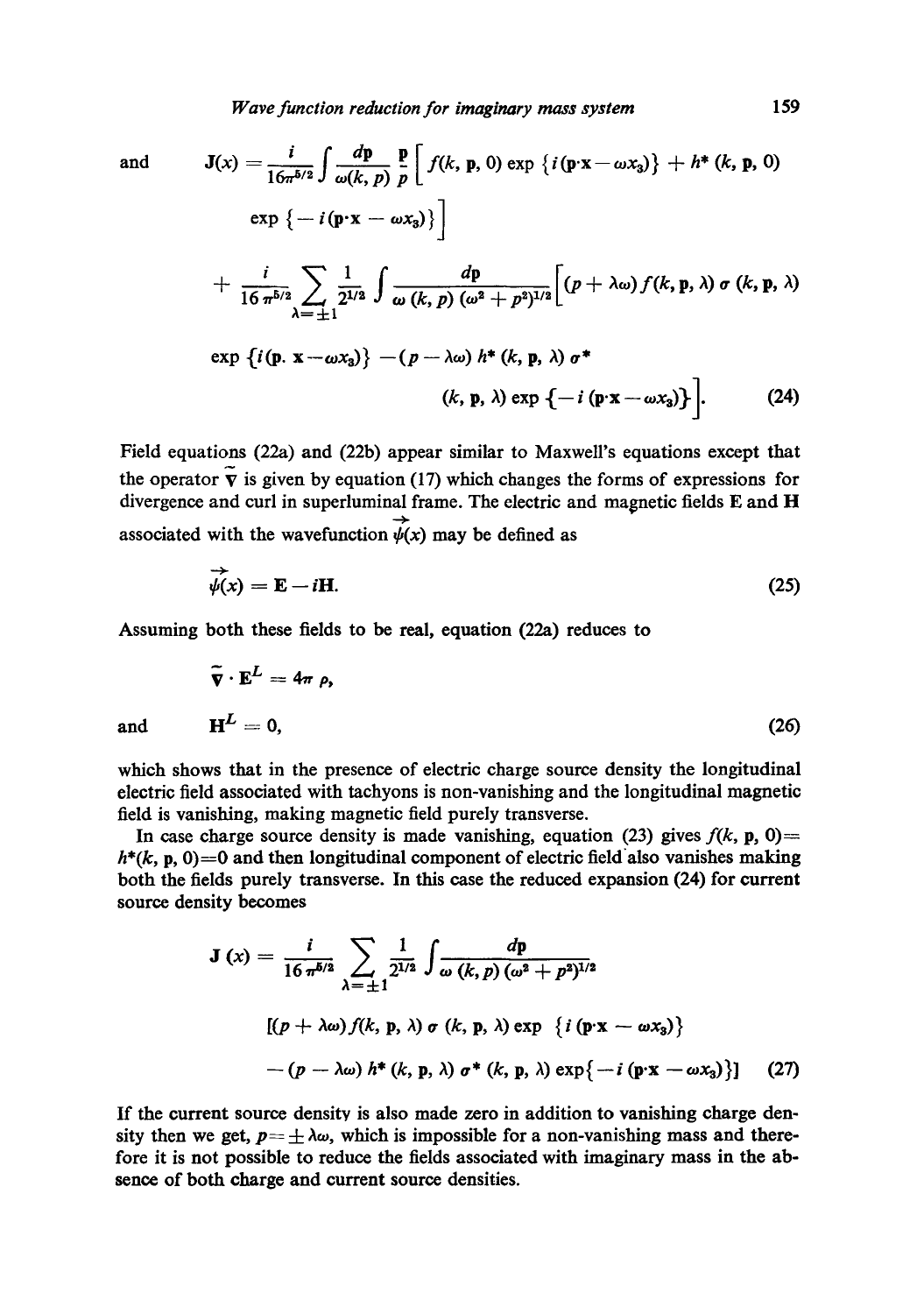and
$$\mathbf{J}(x) = \frac{i}{16\pi^{5/2}} \int \frac{d\mathbf{p}}{\omega(k, p)} \frac{\mathbf{p}}{p} \Big[ f(k, \mathbf{p}, 0) \exp\{i(\mathbf{p}\cdot\mathbf{x} - \omega x_3)\} + h^*(k, \mathbf{p}, 0) \exp\{-i(\mathbf{p}\cdot\mathbf{x} - \omega x_3)\} \Big]$$
$$+ \frac{i}{16\pi^{5/2}} \sum_{\lambda=\pm 1} \frac{1}{2^{1/2}} \int \frac{d\mathbf{p}}{\omega(k, p)(\omega^2 + p^2)^{1/2}} \Big[ (p + \lambda\omega) f(k, \mathbf{p}, \lambda)\, \sigma(k, \mathbf{p}, \lambda) \exp\{i(\mathbf{p}\cdot\mathbf{x} - \omega x_3)\} - (p - \lambda\omega)\, h^*(k, \mathbf{p}, \lambda)\, \sigma^*(k, \mathbf{p}, \lambda) \exp\{-i(\mathbf{p}\cdot\mathbf{x} - \omega x_3)\} \Big]. \tag{24}$$

Field equations (22a) and (22b) appear similar to Maxwell's equations except that the operator $\tilde{\nabla}$ is given by equation (17) which changes the forms of expressions for divergence and curl in superluminal frame. The electric and magnetic fields $\mathbf{E}$ and $\mathbf{H}$ associated with the wavefunction $\vec{\psi}(x)$ may be defined as

$$\vec{\psi}(x) = \mathbf{E} - i\mathbf{H}. \tag{25}$$

Assuming both these fields to be real, equation (22a) reduces to

$$\tilde{\nabla} \cdot \mathbf{E}^L = 4\pi\rho,$$

and
$$\mathbf{H}^L = 0, \tag{26}$$

which shows that in the presence of electric charge source density the longitudinal electric field associated with tachyons is non-vanishing and the longitudinal magnetic field is vanishing, making magnetic field purely transverse.

In case charge source density is made vanishing, equation (23) gives $f(k, \mathbf{p}, 0) = h^*(k, \mathbf{p}, 0) = 0$ and then longitudinal component of electric field also vanishes making both the fields purely transverse. In this case the reduced expansion (24) for current source density becomes

$$\mathbf{J}(x) = \frac{i}{16\pi^{5/2}} \sum_{\lambda=\pm 1} \frac{1}{2^{1/2}} \int \frac{d\mathbf{p}}{\omega(k, p)(\omega^2 + p^2)^{1/2}} [(p + \lambda\omega) f(k, \mathbf{p}, \lambda)\, \sigma(k, \mathbf{p}, \lambda) \exp\{i(\mathbf{p}\cdot\mathbf{x} - \omega x_3)\} - (p - \lambda\omega)\, h^*(k, \mathbf{p}, \lambda)\, \sigma^*(k, \mathbf{p}, \lambda) \exp\{-i(\mathbf{p}\cdot\mathbf{x} - \omega x_3)\}] \tag{27}$$

If the current source density is also made zero in addition to vanishing charge density then we get, $p = \pm\lambda\omega$, which is impossible for a non-vanishing mass and therefore it is not possible to reduce the fields associated with imaginary mass in the absence of both charge and current source densities.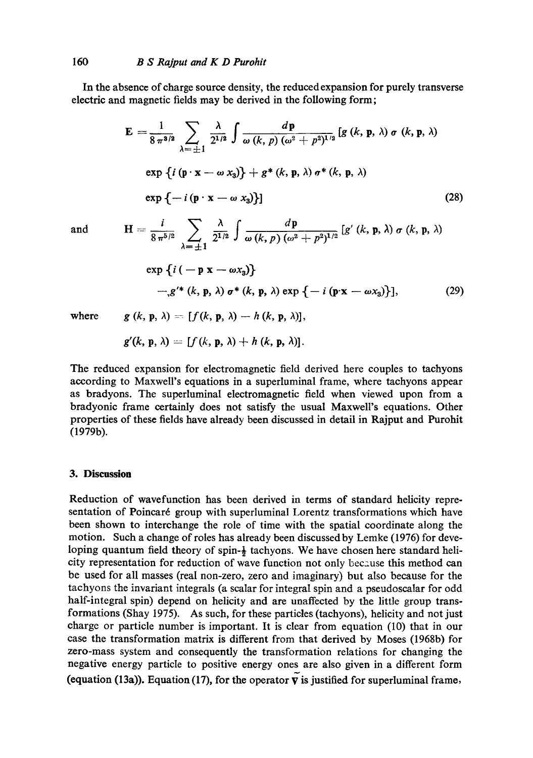In the absence of charge source density, the reduced expansion for purely transverse electric and magnetic fields may be derived in the following form;

$$\mathbf{E} = \frac{1}{8\pi^{3/2}} \sum_{\lambda=\pm 1} \frac{\lambda}{2^{1/2}} \int \frac{d\mathbf{p}}{\omega(k,p)(\omega^2+p^2)^{1/2}} [g(k,\mathbf{p},\lambda)\,\sigma(k,\mathbf{p},\lambda)$$

$$\exp\{i(\mathbf{p}\cdot\mathbf{x} - \omega x_3)\} + g^*(k,\mathbf{p},\lambda)\,\sigma^*(k,\mathbf{p},\lambda)$$

$$\exp\{-i(\mathbf{p}\cdot\mathbf{x} - \omega x_3)\}] \tag{28}$$

and

$$\mathbf{H} = \frac{i}{8\pi^{5/2}} \sum_{\lambda=\pm 1} \frac{\lambda}{2^{1/2}} \int \frac{d\mathbf{p}}{\omega(k,p)(\omega^2+p^2)^{1/2}} [g'(k,\mathbf{p},\lambda)\,\sigma(k,\mathbf{p},\lambda)$$

$$\exp\{i(-\mathbf{p}\,\mathbf{x} - \omega x_3)\}$$

$$-g'^*(k,\mathbf{p},\lambda)\,\sigma^*(k,\mathbf{p},\lambda)\exp\{-i(\mathbf{p}\cdot\mathbf{x} - \omega x_3)\}], \tag{29}$$

where $g(k,\mathbf{p},\lambda) = [f(k,\mathbf{p},\lambda) - h(k,\mathbf{p},\lambda)]$,

$g'(k,\mathbf{p},\lambda) = [f(k,\mathbf{p},\lambda) + h(k,\mathbf{p},\lambda)]$.

The reduced expansion for electromagnetic field derived here couples to tachyons according to Maxwell's equations in a superluminal frame, where tachyons appear as bradyons. The superluminal electromagnetic field when viewed upon from a bradyonic frame certainly does not satisfy the usual Maxwell's equations. Other properties of these fields have already been discussed in detail in Rajput and Purohit (1979b).

## 3. Discussion

Reduction of wavefunction has been derived in terms of standard helicity representation of Poincaré group with superluminal Lorentz transformations which have been shown to interchange the role of time with the spatial coordinate along the motion. Such a change of roles has already been discussed by Lemke (1976) for developing quantum field theory of spin-$\frac{1}{2}$ tachyons. We have chosen here standard helicity representation for reduction of wave function not only because this method can be used for all masses (real non-zero, zero and imaginary) but also because for the tachyons the invariant integrals (a scalar for integral spin and a pseudoscalar for odd half-integral spin) depend on helicity and are unaffected by the little group transformations (Shay 1975). As such, for these particles (tachyons), helicity and not just charge or particle number is important. It is clear from equation (10) that in our case the transformation matrix is different from that derived by Moses (1968b) for zero-mass system and consequently the transformation relations for changing the negative energy particle to positive energy ones are also given in a different form (equation (13a)). Equation (17), for the operator $\tilde{\nabla}$ is justified for superluminal frame,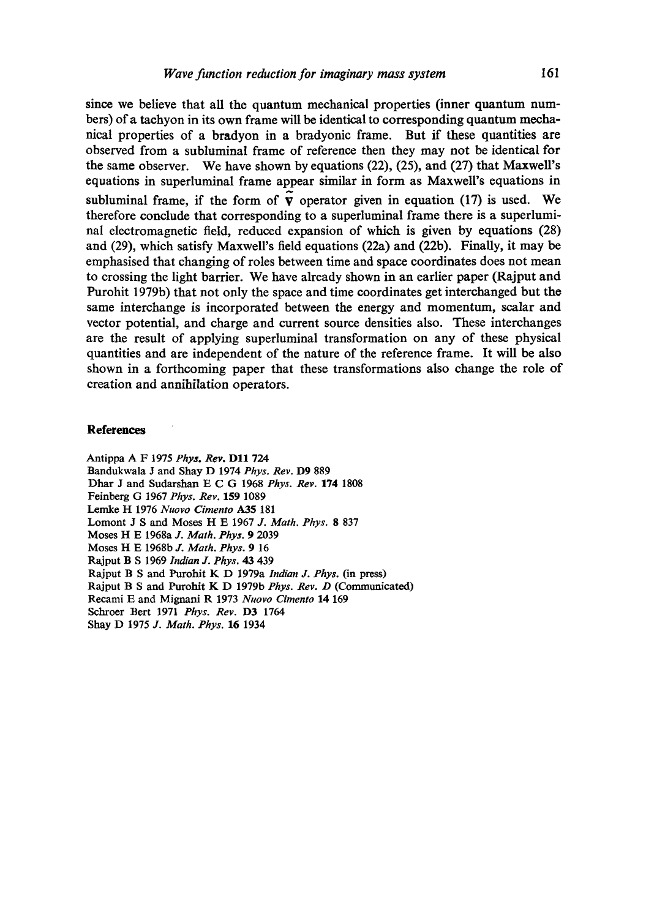since we believe that all the quantum mechanical properties (inner quantum numbers) of a tachyon in its own frame will be identical to corresponding quantum mechanical properties of a bradyon in a bradyonic frame. But if these quantities are observed from a subluminal frame of reference then they may not be identical for the same observer. We have shown by equations (22), (25), and (27) that Maxwell's equations in superluminal frame appear similar in form as Maxwell's equations in subluminal frame, if the form of $\tilde{\nabla}$ operator given in equation (17) is used. We therefore conclude that corresponding to a superluminal frame there is a superluminal electromagnetic field, reduced expansion of which is given by equations (28) and (29), which satisfy Maxwell's field equations (22a) and (22b). Finally, it may be emphasised that changing of roles between time and space coordinates does not mean to crossing the light barrier. We have already shown in an earlier paper (Rajput and Purohit 1979b) that not only the space and time coordinates get interchanged but the same interchange is incorporated between the energy and momentum, scalar and vector potential, and charge and current source densities also. These interchanges are the result of applying superluminal transformation on any of these physical quantities and are independent of the nature of the reference frame. It will be also shown in a forthcoming paper that these transformations also change the role of creation and annihilation operators.

## References

Antippa A F 1975 *Phys. Rev.* **D11** 724

Bandukwala J and Shay D 1974 *Phys. Rev.* **D9** 889

Dhar J and Sudarshan E C G 1968 *Phys. Rev.* **174** 1808

Feinberg G 1967 *Phys. Rev.* **159** 1089

Lemke H 1976 *Nuovo Cimento* **A35** 181

Lomont J S and Moses H E 1967 *J. Math. Phys.* **8** 837

Moses H E 1968a *J. Math. Phys.* **9** 2039

Moses H E 1968b *J. Math. Phys.* **9** 16

Rajput B S 1969 *Indian J. Phys.* **43** 439

Rajput B S and Purohit K D 1979a *Indian J. Phys.* (in press)

Rajput B S and Purohit K D 1979b *Phys. Rev. D* (Communicated)

Recami E and Mignani R 1973 *Nuovo Cimento* **14** 169

Schroer Bert 1971 *Phys. Rev.* **D3** 1764

Shay D 1975 *J. Math. Phys.* **16** 1934